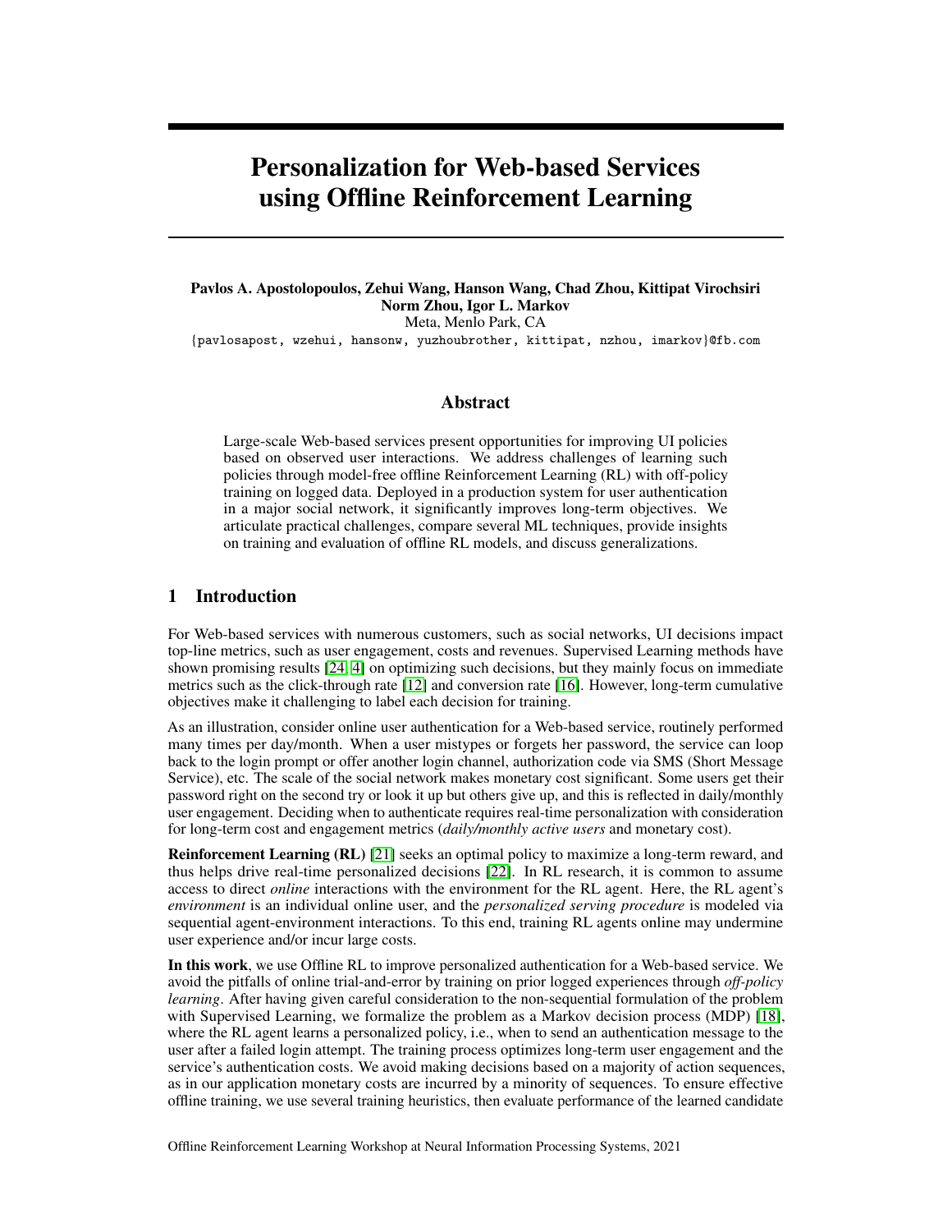# Personalization for Web-based Services using Offline Reinforcement Learning

**Pavlos A. Apostolopoulos, Zehui Wang, Hanson Wang, Chad Zhou, Kittipat Virochsiri Norm Zhou, Igor L. Markov**
Meta, Menlo Park, CA
{pavlosapost, wzehui, hansonw, yuzhoubrother, kittipat, nzhou, imarkov}@fb.com

## Abstract

Large-scale Web-based services present opportunities for improving UI policies based on observed user interactions. We address challenges of learning such policies through model-free offline Reinforcement Learning (RL) with off-policy training on logged data. Deployed in a production system for user authentication in a major social network, it significantly improves long-term objectives. We articulate practical challenges, compare several ML techniques, provide insights on training and evaluation of offline RL models, and discuss generalizations.

## 1 Introduction

For Web-based services with numerous customers, such as social networks, UI decisions impact top-line metrics, such as user engagement, costs and revenues. Supervised Learning methods have shown promising results [24, 4] on optimizing such decisions, but they mainly focus on immediate metrics such as the click-through rate [12] and conversion rate [16]. However, long-term cumulative objectives make it challenging to label each decision for training.

As an illustration, consider online user authentication for a Web-based service, routinely performed many times per day/month. When a user mistypes or forgets her password, the service can loop back to the login prompt or offer another login channel, authorization code via SMS (Short Message Service), etc. The scale of the social network makes monetary cost significant. Some users get their password right on the second try or look it up but others give up, and this is reflected in daily/monthly user engagement. Deciding when to authenticate requires real-time personalization with consideration for long-term cost and engagement metrics (*daily/monthly active users* and monetary cost).

**Reinforcement Learning (RL)** [21] seeks an optimal policy to maximize a long-term reward, and thus helps drive real-time personalized decisions [22]. In RL research, it is common to assume access to direct *online* interactions with the environment for the RL agent. Here, the RL agent's *environment* is an individual online user, and the *personalized serving procedure* is modeled via sequential agent-environment interactions. To this end, training RL agents online may undermine user experience and/or incur large costs.

**In this work**, we use Offline RL to improve personalized authentication for a Web-based service. We avoid the pitfalls of online trial-and-error by training on prior logged experiences through *off-policy learning*. After having given careful consideration to the non-sequential formulation of the problem with Supervised Learning, we formalize the problem as a Markov decision process (MDP) [18], where the RL agent learns a personalized policy, i.e., when to send an authentication message to the user after a failed login attempt. The training process optimizes long-term user engagement and the service's authentication costs. We avoid making decisions based on a majority of action sequences, as in our application monetary costs are incurred by a minority of sequences. To ensure effective offline training, we use several training heuristics, then evaluate performance of the learned candidate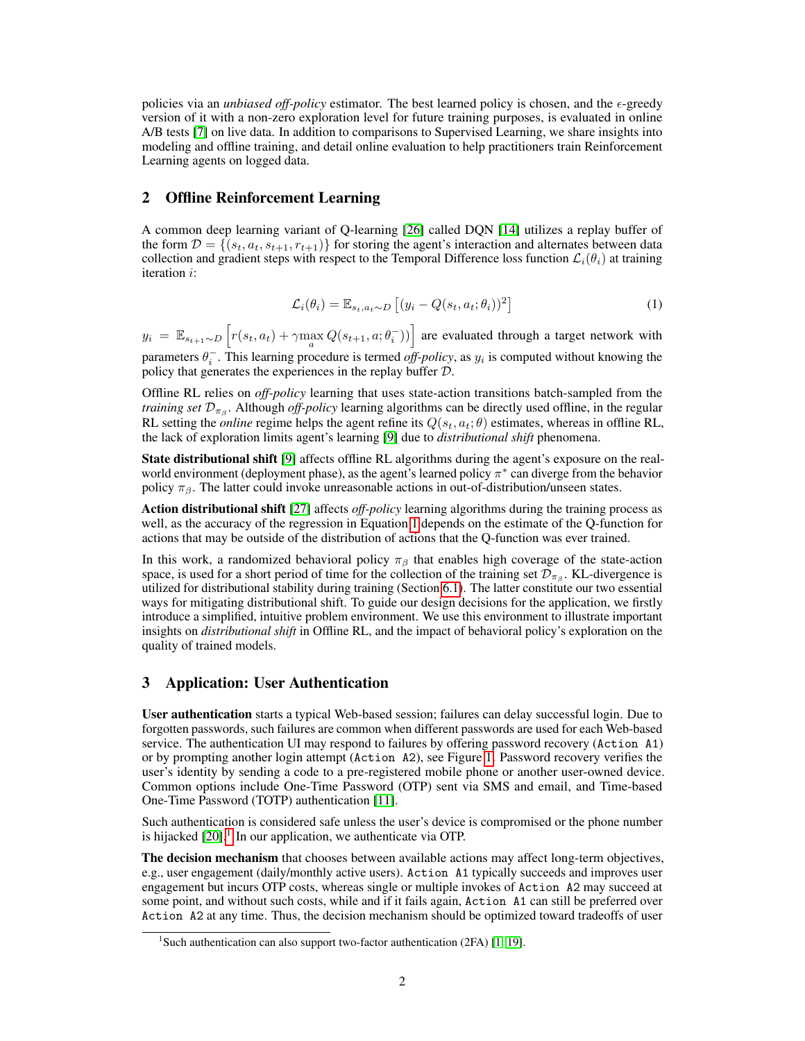policies via an *unbiased off-policy* estimator. The best learned policy is chosen, and the $\epsilon$-greedy version of it with a non-zero exploration level for future training purposes, is evaluated in online A/B tests [7] on live data. In addition to comparisons to Supervised Learning, we share insights into modeling and offline training, and detail online evaluation to help practitioners train Reinforcement Learning agents on logged data.

## 2 Offline Reinforcement Learning

A common deep learning variant of Q-learning [26] called DQN [14] utilizes a replay buffer of the form $\mathcal{D} = \{(s_t, a_t, s_{t+1}, r_{t+1})\}$ for storing the agent's interaction and alternates between data collection and gradient steps with respect to the Temporal Difference loss function $\mathcal{L}_i(\theta_i)$ at training iteration $i$:

$$\mathcal{L}_i(\theta_i) = \mathbb{E}_{s_t, a_t \sim D}\left[(y_i - Q(s_t, a_t; \theta_i))^2\right] \tag{1}$$

$y_i = \mathbb{E}_{s_{t+1} \sim D}\left[r(s_t, a_t) + \gamma \max_a Q(s_{t+1}, a; \theta_i^-))\right]$ are evaluated through a target network with parameters $\theta_i^-$. This learning procedure is termed *off-policy*, as $y_i$ is computed without knowing the policy that generates the experiences in the replay buffer $\mathcal{D}$.

Offline RL relies on *off-policy* learning that uses state-action transitions batch-sampled from the *training set* $\mathcal{D}_{\pi_\beta}$. Although *off-policy* learning algorithms can be directly used offline, in the regular RL setting the *online* regime helps the agent refine its $Q(s_t, a_t; \theta)$ estimates, whereas in offline RL, the lack of exploration limits agent's learning [9] due to *distributional shift* phenomena.

**State distributional shift** [9] affects offline RL algorithms during the agent's exposure on the real-world environment (deployment phase), as the agent's learned policy $\pi^*$ can diverge from the behavior policy $\pi_\beta$. The latter could invoke unreasonable actions in out-of-distribution/unseen states.

**Action distributional shift** [27] affects *off-policy* learning algorithms during the training process as well, as the accuracy of the regression in Equation 1 depends on the estimate of the Q-function for actions that may be outside of the distribution of actions that the Q-function was ever trained.

In this work, a randomized behavioral policy $\pi_\beta$ that enables high coverage of the state-action space, is used for a short period of time for the collection of the training set $\mathcal{D}_{\pi_\beta}$. KL-divergence is utilized for distributional stability during training (Section 6.1). The latter constitute our two essential ways for mitigating distributional shift. To guide our design decisions for the application, we firstly introduce a simplified, intuitive problem environment. We use this environment to illustrate important insights on *distributional shift* in Offline RL, and the impact of behavioral policy's exploration on the quality of trained models.

## 3 Application: User Authentication

**User authentication** starts a typical Web-based session; failures can delay successful login. Due to forgotten passwords, such failures are common when different passwords are used for each Web-based service. The authentication UI may respond to failures by offering password recovery (`Action A1`) or by prompting another login attempt (`Action A2`), see Figure 1. Password recovery verifies the user's identity by sending a code to a pre-registered mobile phone or another user-owned device. Common options include One-Time Password (OTP) sent via SMS and email, and Time-based One-Time Password (TOTP) authentication [11].

Such authentication is considered safe unless the user's device is compromised or the phone number is hijacked [20].[1] In our application, we authenticate via OTP.

**The decision mechanism** that chooses between available actions may affect long-term objectives, e.g., user engagement (daily/monthly active users). `Action A1` typically succeeds and improves user engagement but incurs OTP costs, whereas single or multiple invokes of `Action A2` may succeed at some point, and without such costs, while and if it fails again, `Action A1` can still be preferred over `Action A2` at any time. Thus, the decision mechanism should be optimized toward tradeoffs of user

[1] Such authentication can also support two-factor authentication (2FA) [1, 19].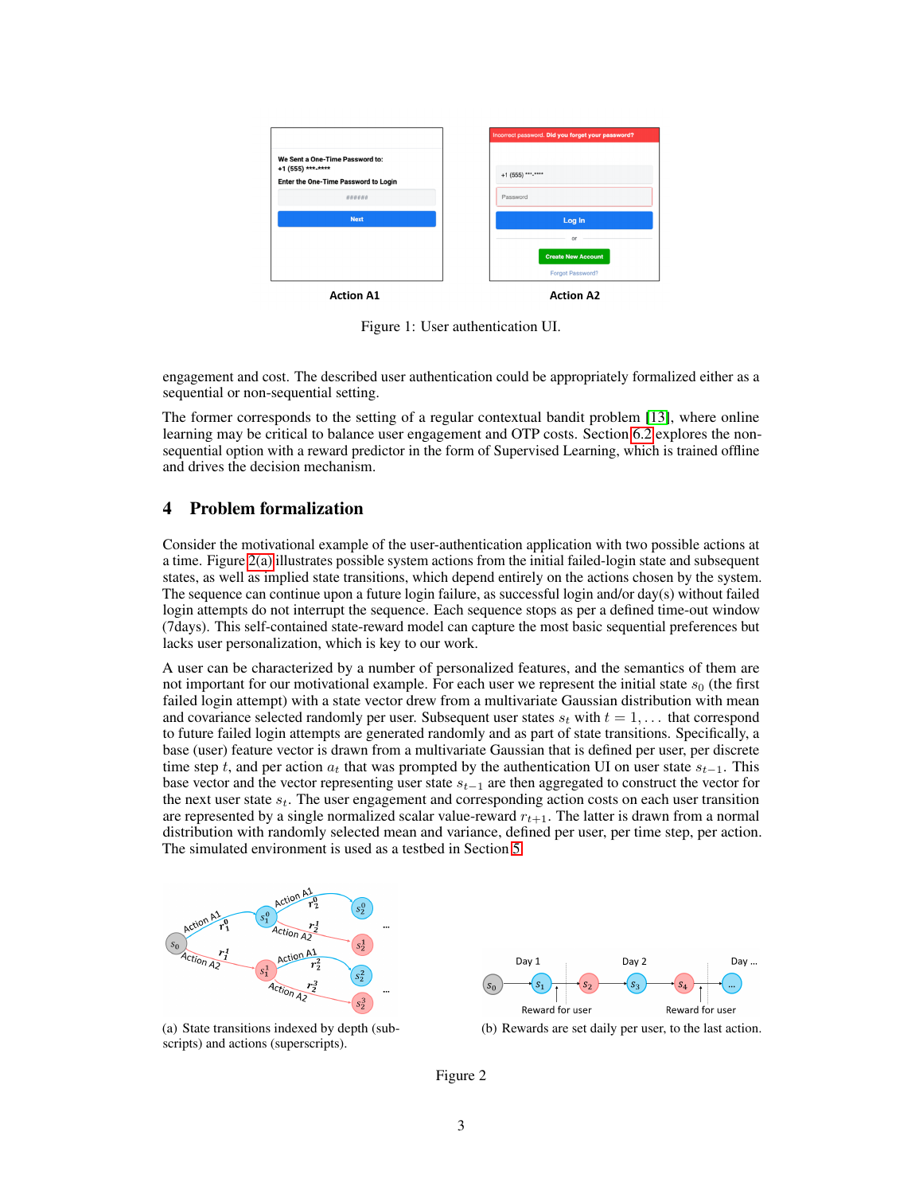Action A1 Action A2

Figure 1: User authentication UI.

engagement and cost. The described user authentication could be appropriately formalized either as a sequential or non-sequential setting.

The former corresponds to the setting of a regular contextual bandit problem [13], where online learning may be critical to balance user engagement and OTP costs. Section 6.2 explores the non-sequential option with a reward predictor in the form of Supervised Learning, which is trained offline and drives the decision mechanism.

## 4 Problem formalization

Consider the motivational example of the user-authentication application with two possible actions at a time. Figure 2(a) illustrates possible system actions from the initial failed-login state and subsequent states, as well as implied state transitions, which depend entirely on the actions chosen by the system. The sequence can continue upon a future login failure, as successful login and/or day(s) without failed login attempts do not interrupt the sequence. Each sequence stops as per a defined time-out window (7days). This self-contained state-reward model can capture the most basic sequential preferences but lacks user personalization, which is key to our work.

A user can be characterized by a number of personalized features, and the semantics of them are not important for our motivational example. For each user we represent the initial state $s_0$ (the first failed login attempt) with a state vector drew from a multivariate Gaussian distribution with mean and covariance selected randomly per user. Subsequent user states $s_t$ with $t = 1, \dots$ that correspond to future failed login attempts are generated randomly and as part of state transitions. Specifically, a base (user) feature vector is drawn from a multivariate Gaussian that is defined per user, per discrete time step $t$, and per action $a_t$ that was prompted by the authentication UI on user state $s_{t-1}$. This base vector and the vector representing user states $s_{t-1}$ are then aggregated to construct the vector for the next user state $s_t$. The user engagement and corresponding action costs on each user transition are represented by a single normalized scalar value-reward $r_{t+1}$. The latter is drawn from a normal distribution with randomly selected mean and variance, defined per user, per time step, per action. The simulated environment is used as a testbed in Section 5.

(a) State transitions indexed by depth (subscripts) and actions (superscripts).

(b) Rewards are set daily per user, to the last action.

Figure 2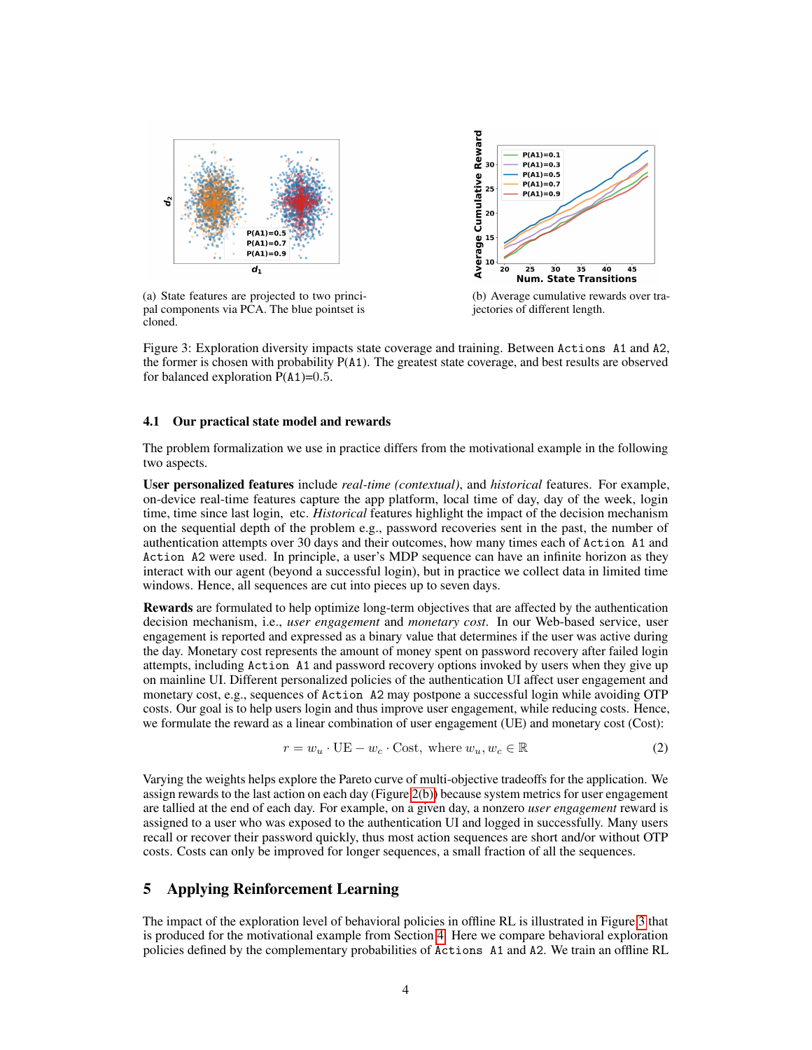(a) State features are projected to two principal components via PCA. The blue pointset is cloned.

(b) Average cumulative rewards over trajectories of different length.

Figure 3: Exploration diversity impacts state coverage and training. Between `Actions A1` and `A2`, the former is chosen with probability P(`A1`). The greatest state coverage, and best results are observed for balanced exploration P(`A1`)=0.5.

### 4.1 Our practical state model and rewards

The problem formalization we use in practice differs from the motivational example in the following two aspects.

**User personalized features** include *real-time (contextual)*, and *historical* features. For example, on-device real-time features capture the app platform, local time of day, day of the week, login time, time since last login, etc. *Historical* features highlight the impact of the decision mechanism on the sequential depth of the problem e.g., password recoveries sent in the past, the number of authentication attempts over 30 days and their outcomes, how many times each of `Action A1` and `Action A2` were used. In principle, a user's MDP sequence can have an infinite horizon as they interact with our agent (beyond a successful login), but in practice we collect data in limited time windows. Hence, all sequences are cut into pieces up to seven days.

**Rewards** are formulated to help optimize long-term objectives that are affected by the authentication decision mechanism, i.e., *user engagement* and *monetary cost*. In our Web-based service, user engagement is reported and expressed as a binary value that determines if the user was active during the day. Monetary cost represents the amount of money spent on password recovery after failed login attempts, including `Action A1` and password recovery options invoked by users when they give up on mainline UI. Different personalized policies of the authentication UI affect user engagement and monetary cost, e.g., sequences of `Action A2` may postpone a successful login while avoiding OTP costs. Our goal is to help users login and thus improve user engagement, while reducing costs. Hence, we formulate the reward as a linear combination of user engagement (UE) and monetary cost (Cost):

$$r = w_u \cdot \text{UE} - w_c \cdot \text{Cost}, \text{ where } w_u, w_c \in \mathbb{R} \tag{2}$$

Varying the weights helps explore the Pareto curve of multi-objective tradeoffs for the application. We assign rewards to the last action on each day (Figure 2(b)) because system metrics for user engagement are tallied at the end of each day. For example, on a given day, a nonzero *user engagement* reward is assigned to a user who was exposed to the authentication UI and logged in successfully. Many users recall or recover their password quickly, thus most action sequences are short and/or without OTP costs. Costs can only be improved for longer sequences, a small fraction of all the sequences.

## 5 Applying Reinforcement Learning

The impact of the exploration level of behavioral policies in offline RL is illustrated in Figure 3 that is produced for the motivational example from Section 4. Here we compare behavioral exploration policies defined by the complementary probabilities of `Actions A1` and `A2`. We train an offline RL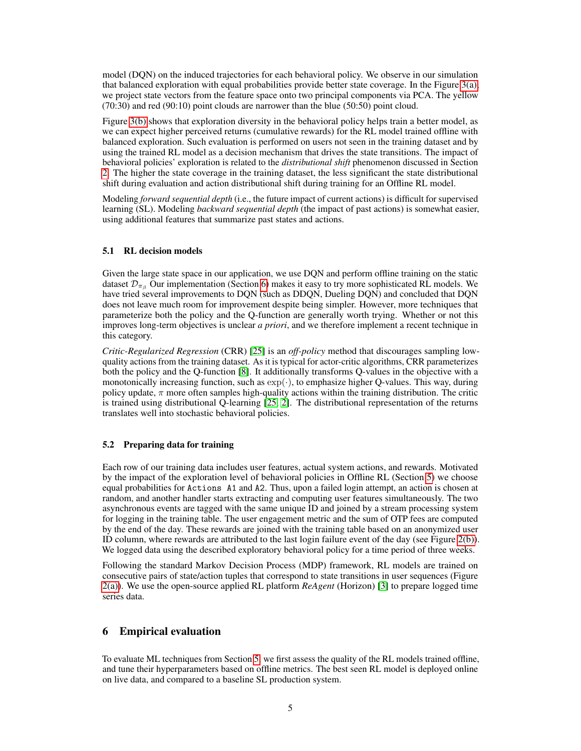model (DQN) on the induced trajectories for each behavioral policy. We observe in our simulation that balanced exploration with equal probabilities provide better state coverage. In the Figure 3(a), we project state vectors from the feature space onto two principal components via PCA. The yellow (70:30) and red (90:10) point clouds are narrower than the blue (50:50) point cloud.

Figure 3(b) shows that exploration diversity in the behavioral policy helps train a better model, as we can expect higher perceived returns (cumulative rewards) for the RL model trained offline with balanced exploration. Such evaluation is performed on users not seen in the training dataset and by using the trained RL model as a decision mechanism that drives the state transitions. The impact of behavioral policies' exploration is related to the *distributional shift* phenomenon discussed in Section 2. The higher the state coverage in the training dataset, the less significant the state distributional shift during evaluation and action distributional shift during training for an Offline RL model.

Modeling *forward sequential depth* (i.e., the future impact of current actions) is difficult for supervised learning (SL). Modeling *backward sequential depth* (the impact of past actions) is somewhat easier, using additional features that summarize past states and actions.

### 5.1 RL decision models

Given the large state space in our application, we use DQN and perform offline training on the static dataset $\mathcal{D}_{\pi_\beta}$ Our implementation (Section 6) makes it easy to try more sophisticated RL models. We have tried several improvements to DQN (such as DDQN, Dueling DQN) and concluded that DQN does not leave much room for improvement despite being simpler. However, more techniques that parameterize both the policy and the Q-function are generally worth trying. Whether or not this improves long-term objectives is unclear *a priori*, and we therefore implement a recent technique in this category.

*Critic-Regularized Regression* (CRR) [25] is an *off-policy* method that discourages sampling low-quality actions from the training dataset. As it is typical for actor-critic algorithms, CRR parameterizes both the policy and the Q-function [8]. It additionally transforms Q-values in the objective with a monotonically increasing function, such as $\exp(\cdot)$, to emphasize higher Q-values. This way, during policy update, $\pi$ more often samples high-quality actions within the training distribution. The critic is trained using distributional Q-learning [25, 2]. The distributional representation of the returns translates well into stochastic behavioral policies.

### 5.2 Preparing data for training

Each row of our training data includes user features, actual system actions, and rewards. Motivated by the impact of the exploration level of behavioral policies in Offline RL (Section 5) we choose equal probabilities for `Actions A1` and `A2`. Thus, upon a failed login attempt, an action is chosen at random, and another handler starts extracting and computing user features simultaneously. The two asynchronous events are tagged with the same unique ID and joined by a stream processing system for logging in the training table. The user engagement metric and the sum of OTP fees are computed by the end of the day. These rewards are joined with the training table based on an anonymized user ID column, where rewards are attributed to the last login failure event of the day (see Figure 2(b)). We logged data using the described exploratory behavioral policy for a time period of three weeks.

Following the standard Markov Decision Process (MDP) framework, RL models are trained on consecutive pairs of state/action tuples that correspond to state transitions in user sequences (Figure 2(a)). We use the open-source applied RL platform *ReAgent* (Horizon) [3] to prepare logged time series data.

## 6 Empirical evaluation

To evaluate ML techniques from Section 5, we first assess the quality of the RL models trained offline, and tune their hyperparameters based on offline metrics. The best seen RL model is deployed online on live data, and compared to a baseline SL production system.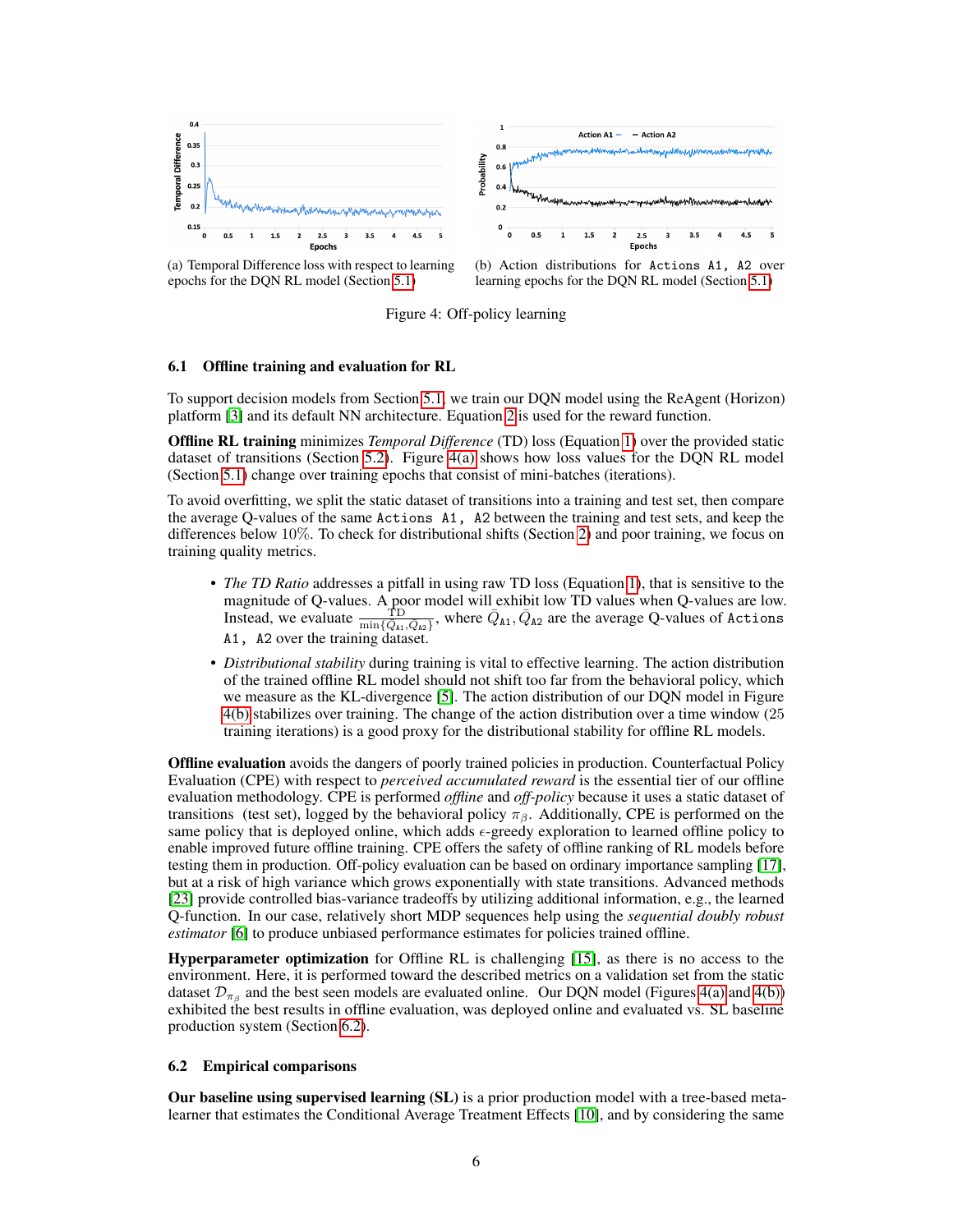(a) Temporal Difference loss with respect to learning epochs for the DQN RL model (Section 5.1)

(b) Action distributions for Actions A1, A2 over learning epochs for the DQN RL model (Section 5.1)

Figure 4: Off-policy learning

### 6.1 Offline training and evaluation for RL

To support decision models from Section 5.1, we train our DQN model using the ReAgent (Horizon) platform [3] and its default NN architecture. Equation 2 is used for the reward function.

**Offline RL training** minimizes *Temporal Difference* (TD) loss (Equation 1) over the provided static dataset of transitions (Section 5.2). Figure 4(a) shows how loss values for the DQN RL model (Section 5.1) change over training epochs that consist of mini-batches (iterations).

To avoid overfitting, we split the static dataset of transitions into a training and test set, then compare the average Q-values of the same `Actions A1, A2` between the training and test sets, and keep the differences below $10\%$. To check for distributional shifts (Section 2) and poor training, we focus on training quality metrics.

- *The TD Ratio* addresses a pitfall in using raw TD loss (Equation 1), that is sensitive to the magnitude of Q-values. A poor model will exhibit low TD values when Q-values are low. Instead, we evaluate $\frac{\text{TD}}{\min\{\bar{Q}_{\texttt{A1}}, \bar{Q}_{\texttt{A2}}\}}$, where $\bar{Q}_{\texttt{A1}}, \bar{Q}_{\texttt{A2}}$ are the average Q-values of `Actions A1, A2` over the training dataset.
- *Distributional stability* during training is vital to effective learning. The action distribution of the trained offline RL model should not shift too far from the behavioral policy, which we measure as the KL-divergence [5]. The action distribution of our DQN model in Figure 4(b) stabilizes over training. The change of the action distribution over a time window (25 training iterations) is a good proxy for the distributional stability for offline RL models.

**Offline evaluation** avoids the dangers of poorly trained policies in production. Counterfactual Policy Evaluation (CPE) with respect to *perceived accumulated reward* is the essential tier of our offline evaluation methodology. CPE is performed *offline* and *off-policy* because it uses a static dataset of transitions (test set), logged by the behavioral policy $\pi_\beta$. Additionally, CPE is performed on the same policy that is deployed online, which adds $\epsilon$-greedy exploration to learned offline policy to enable improved future offline training. CPE offers the safety of offline ranking of RL models before testing them in production. Off-policy evaluation can be based on ordinary importance sampling [17], but at a risk of high variance which grows exponentially with state transitions. Advanced methods [23] provide controlled bias-variance tradeoffs by utilizing additional information, e.g., the learned Q-function. In our case, relatively short MDP sequences help using the *sequential doubly robust estimator* [6] to produce unbiased performance estimates for policies trained offline.

**Hyperparameter optimization** for Offline RL is challenging [15], as there is no access to the environment. Here, it is performed toward the described metrics on a validation set from the static dataset $\mathcal{D}_{\pi_\beta}$ and the best seen models are evaluated online. Our DQN model (Figures 4(a) and 4(b)) exhibited the best results in offline evaluation, was deployed online and evaluated vs. SL baseline production system (Section 6.2).

### 6.2 Empirical comparisons

**Our baseline using supervised learning (SL)** is a prior production model with a tree-based meta-learner that estimates the Conditional Average Treatment Effects [10], and by considering the same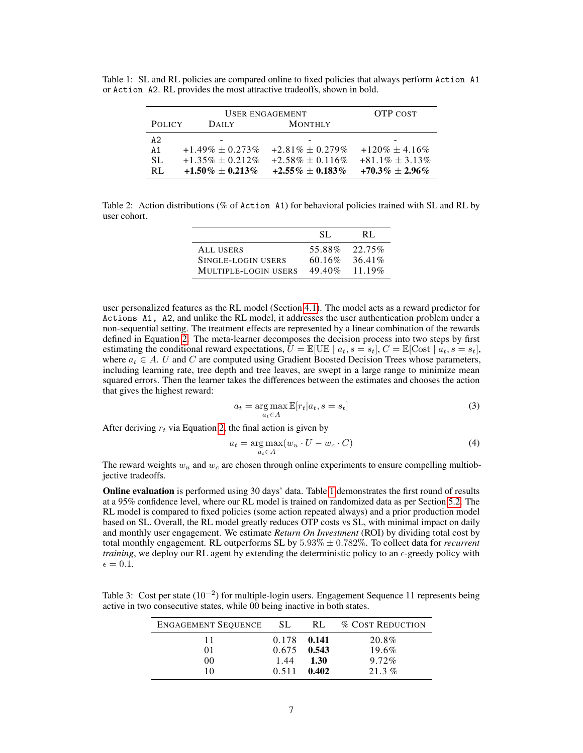Table 1: SL and RL policies are compared online to fixed policies that always perform `Action A1` or `Action A2`. RL provides the most attractive tradeoffs, shown in bold.

| Policy | User engagement | | OTP cost |
|---|---|---|---|
| | Daily | Monthly | |
| A2 | - | - | - |
| A1 | +1.49% ± 0.273% | +2.81% ± 0.279% | +120% ± 4.16% |
| SL | +1.35% ± 0.212% | +2.58% ± 0.116% | +81.1% ± 3.13% |
| RL | **+1.50% ± 0.213%** | **+2.55% ± 0.183%** | **+70.3% ± 2.96%** |

Table 2: Action distributions (% of `Action A1`) for behavioral policies trained with SL and RL by user cohort.

| | SL | RL |
|---|---|---|
| All users | 55.88% | 22.75% |
| Single-login users | 60.16% | 36.41% |
| Multiple-login users | 49.40% | 11.19% |

user personalized features as the RL model (Section 4.1). The model acts as a reward predictor for `Actions A1, A2`, and unlike the RL model, it addresses the user authentication problem under a non-sequential setting. The treatment effects are represented by a linear combination of the rewards defined in Equation 2. The meta-learner decomposes the decision process into two steps by first estimating the conditional reward expectations, $U = \mathbb{E}[\text{UE} \mid a_t, s = s_t]$, $C = \mathbb{E}[\text{Cost} \mid a_t, s = s_t]$, where $a_t \in A$. $U$ and $C$ are computed using Gradient Boosted Decision Trees whose parameters, including learning rate, tree depth and tree leaves, are swept in a large range to minimize mean squared errors. Then the learner takes the differences between the estimates and chooses the action that gives the highest reward:

$$a_t = \arg\max_{a_t \in A} \mathbb{E}[r_t | a_t, s = s_t] \tag{3}$$

After deriving $r_t$ via Equation 2, the final action is given by

$$a_t = \arg\max_{a_t \in A} (w_u \cdot U - w_c \cdot C) \tag{4}$$

The reward weights $w_u$ and $w_c$ are chosen through online experiments to ensure compelling multiobjective tradeoffs.

**Online evaluation** is performed using 30 days' data. Table 1 demonstrates the first round of results at a 95% confidence level, where our RL model is trained on randomized data as per Section 5.2. The RL model is compared to fixed policies (some action repeated always) and a prior production model based on SL. Overall, the RL model greatly reduces OTP costs vs SL, with minimal impact on daily and monthly user engagement. We estimate *Return On Investment* (ROI) by dividing total cost by total monthly engagement. RL outperforms SL by $5.93\% \pm 0.782\%$. To collect data for *recurrent training*, we deploy our RL agent by extending the deterministic policy to an $\epsilon$-greedy policy with $\epsilon = 0.1$.

Table 3: Cost per state ($10^{-2}$) for multiple-login users. Engagement Sequence 11 represents being active in two consecutive states, while 00 being inactive in both states.

| Engagement Sequence | SL | RL | % Cost Reduction |
|---|---|---|---|
| 11 | 0.178 | **0.141** | 20.8% |
| 01 | 0.675 | **0.543** | 19.6% |
| 00 | 1.44 | **1.30** | 9.72% |
| 10 | 0.511 | **0.402** | 21.3 % |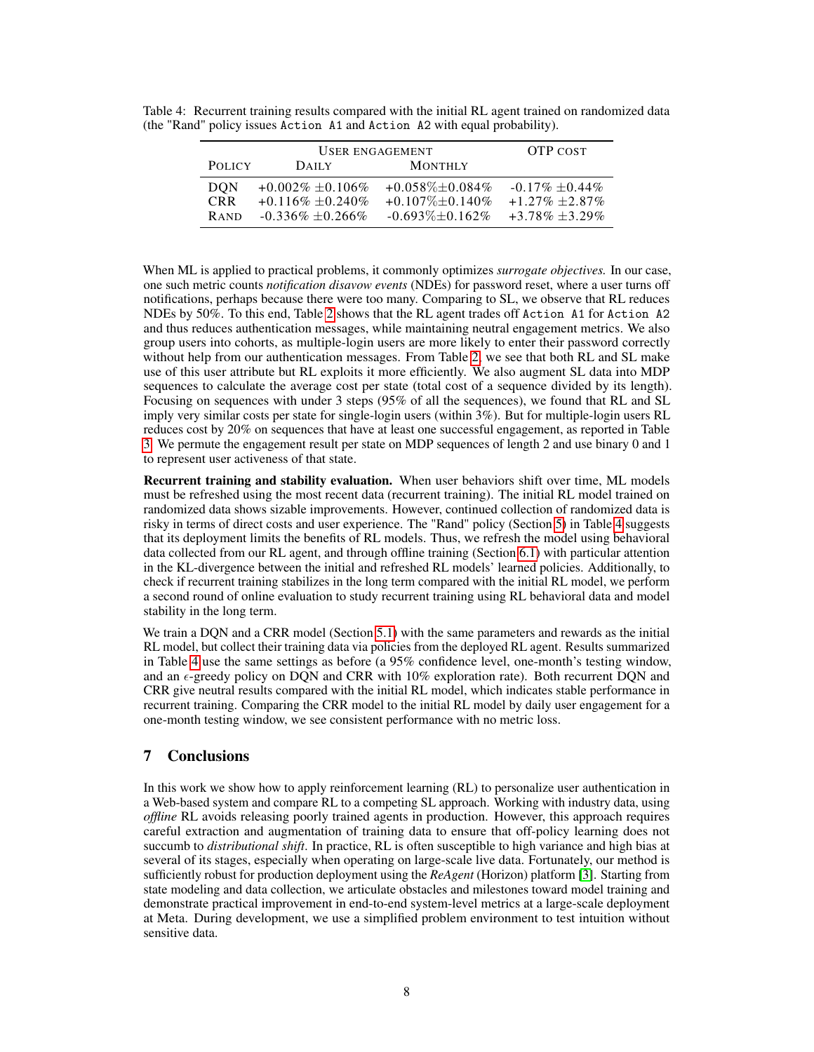Table 4: Recurrent training results compared with the initial RL agent trained on randomized data (the "Rand" policy issues `Action A1` and `Action A2` with equal probability).

| Policy | User engagement | | OTP cost |
|---|---|---|---|
| | Daily | Monthly | |
| DQN | +0.002% ±0.106% | +0.058%±0.084% | -0.17% ±0.44% |
| CRR | +0.116% ±0.240% | +0.107%±0.140% | +1.27% ±2.87% |
| Rand | -0.336% ±0.266% | -0.693%±0.162% | +3.78% ±3.29% |

When ML is applied to practical problems, it commonly optimizes *surrogate objectives.* In our case, one such metric counts *notification disavow events* (NDEs) for password reset, where a user turns off notifications, perhaps because there were too many. Comparing to SL, we observe that RL reduces NDEs by 50%. To this end, Table 2 shows that the RL agent trades off `Action A1` for `Action A2` and thus reduces authentication messages, while maintaining neutral engagement metrics. We also group users into cohorts, as multiple-login users are more likely to enter their password correctly without help from our authentication messages. From Table 2, we see that both RL and SL make use of this user attribute but RL exploits it more efficiently. We also augment SL data into MDP sequences to calculate the average cost per state (total cost of a sequence divided by its length). Focusing on sequences with under 3 steps (95% of all the sequences), we found that RL and SL imply very similar costs per state for single-login users (within 3%). But for multiple-login users RL reduces cost by 20% on sequences that have at least one successful engagement, as reported in Table 3. We permute the engagement result per state on MDP sequences of length 2 and use binary 0 and 1 to represent user activeness of that state.

**Recurrent training and stability evaluation.** When user behaviors shift over time, ML models must be refreshed using the most recent data (recurrent training). The initial RL model trained on randomized data shows sizable improvements. However, continued collection of randomized data is risky in terms of direct costs and user experience. The "Rand" policy (Section 5) in Table 4 suggests that its deployment limits the benefits of RL models. Thus, we refresh the model using behavioral data collected from our RL agent, and through offline training (Section 6.1) with particular attention in the KL-divergence between the initial and refreshed RL models' learned policies. Additionally, to check if recurrent training stabilizes in the long term compared with the initial RL model, we perform a second round of online evaluation to study recurrent training using RL behavioral data and model stability in the long term.

We train a DQN and a CRR model (Section 5.1) with the same parameters and rewards as the initial RL model, but collect their training data via policies from the deployed RL agent. Results summarized in Table 4 use the same settings as before (a 95% confidence level, one-month's testing window, and an $\epsilon$-greedy policy on DQN and CRR with 10% exploration rate). Both recurrent DQN and CRR give neutral results compared with the initial RL model, which indicates stable performance in recurrent training. Comparing the CRR model to the initial RL model by daily user engagement for a one-month testing window, we see consistent performance with no metric loss.

## 7 Conclusions

In this work we show how to apply reinforcement learning (RL) to personalize user authentication in a Web-based system and compare RL to a competing SL approach. Working with industry data, using *offline* RL avoids releasing poorly trained agents in production. However, this approach requires careful extraction and augmentation of training data to ensure that off-policy learning does not succumb to *distributional shift*. In practice, RL is often susceptible to high variance and high bias at several of its stages, especially when operating on large-scale live data. Fortunately, our method is sufficiently robust for production deployment using the *ReAgent* (Horizon) platform [3]. Starting from state modeling and data collection, we articulate obstacles and milestones toward model training and demonstrate practical improvement in end-to-end system-level metrics at a large-scale deployment at Meta. During development, we use a simplified problem environment to test intuition without sensitive data.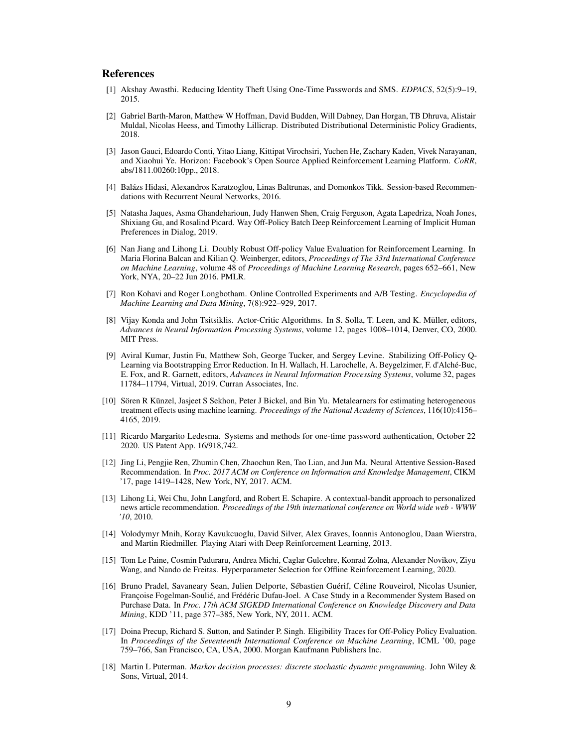## References

[1] Akshay Awasthi. Reducing Identity Theft Using One-Time Passwords and SMS. *EDPACS*, 52(5):9–19, 2015.

[2] Gabriel Barth-Maron, Matthew W Hoffman, David Budden, Will Dabney, Dan Horgan, TB Dhruva, Alistair Muldal, Nicolas Heess, and Timothy Lillicrap. Distributed Distributional Deterministic Policy Gradients, 2018.

[3] Jason Gauci, Edoardo Conti, Yitao Liang, Kittipat Virochsiri, Yuchen He, Zachary Kaden, Vivek Narayanan, and Xiaohui Ye. Horizon: Facebook's Open Source Applied Reinforcement Learning Platform. *CoRR*, abs/1811.00260:10pp., 2018.

[4] Balázs Hidasi, Alexandros Karatzoglou, Linas Baltrunas, and Domonkos Tikk. Session-based Recommendations with Recurrent Neural Networks, 2016.

[5] Natasha Jaques, Asma Ghandeharioun, Judy Hanwen Shen, Craig Ferguson, Agata Lapedriza, Noah Jones, Shixiang Gu, and Rosalind Picard. Way Off-Policy Batch Deep Reinforcement Learning of Implicit Human Preferences in Dialog, 2019.

[6] Nan Jiang and Lihong Li. Doubly Robust Off-policy Value Evaluation for Reinforcement Learning. In Maria Florina Balcan and Kilian Q. Weinberger, editors, *Proceedings of The 33rd International Conference on Machine Learning*, volume 48 of *Proceedings of Machine Learning Research*, pages 652–661, New York, NYA, 20–22 Jun 2016. PMLR.

[7] Ron Kohavi and Roger Longbotham. Online Controlled Experiments and A/B Testing. *Encyclopedia of Machine Learning and Data Mining*, 7(8):922–929, 2017.

[8] Vijay Konda and John Tsitsiklis. Actor-Critic Algorithms. In S. Solla, T. Leen, and K. Müller, editors, *Advances in Neural Information Processing Systems*, volume 12, pages 1008–1014, Denver, CO, 2000. MIT Press.

[9] Aviral Kumar, Justin Fu, Matthew Soh, George Tucker, and Sergey Levine. Stabilizing Off-Policy Q-Learning via Bootstrapping Error Reduction. In H. Wallach, H. Larochelle, A. Beygelzimer, F. d'Alché-Buc, E. Fox, and R. Garnett, editors, *Advances in Neural Information Processing Systems*, volume 32, pages 11784–11794, Virtual, 2019. Curran Associates, Inc.

[10] Sören R Künzel, Jasjeet S Sekhon, Peter J Bickel, and Bin Yu. Metalearners for estimating heterogeneous treatment effects using machine learning. *Proceedings of the National Academy of Sciences*, 116(10):4156–4165, 2019.

[11] Ricardo Margarito Ledesma. Systems and methods for one-time password authentication, October 22 2020. US Patent App. 16/918,742.

[12] Jing Li, Pengjie Ren, Zhumin Chen, Zhaochun Ren, Tao Lian, and Jun Ma. Neural Attentive Session-Based Recommendation. In *Proc. 2017 ACM on Conference on Information and Knowledge Management*, CIKM '17, page 1419–1428, New York, NY, 2017. ACM.

[13] Lihong Li, Wei Chu, John Langford, and Robert E. Schapire. A contextual-bandit approach to personalized news article recommendation. *Proceedings of the 19th international conference on World wide web - WWW '10*, 2010.

[14] Volodymyr Mnih, Koray Kavukcuoglu, David Silver, Alex Graves, Ioannis Antonoglou, Daan Wierstra, and Martin Riedmiller. Playing Atari with Deep Reinforcement Learning, 2013.

[15] Tom Le Paine, Cosmin Paduraru, Andrea Michi, Caglar Gulcehre, Konrad Zolna, Alexander Novikov, Ziyu Wang, and Nando de Freitas. Hyperparameter Selection for Offline Reinforcement Learning, 2020.

[16] Bruno Pradel, Savaneary Sean, Julien Delporte, Sébastien Guérif, Céline Rouveirol, Nicolas Usunier, Françoise Fogelman-Soulié, and Frédéric Dufau-Joel. A Case Study in a Recommender System Based on Purchase Data. In *Proc. 17th ACM SIGKDD International Conference on Knowledge Discovery and Data Mining*, KDD '11, page 377–385, New York, NY, 2011. ACM.

[17] Doina Precup, Richard S. Sutton, and Satinder P. Singh. Eligibility Traces for Off-Policy Policy Evaluation. In *Proceedings of the Seventeenth International Conference on Machine Learning*, ICML '00, page 759–766, San Francisco, CA, USA, 2000. Morgan Kaufmann Publishers Inc.

[18] Martin L Puterman. *Markov decision processes: discrete stochastic dynamic programming*. John Wiley & Sons, Virtual, 2014.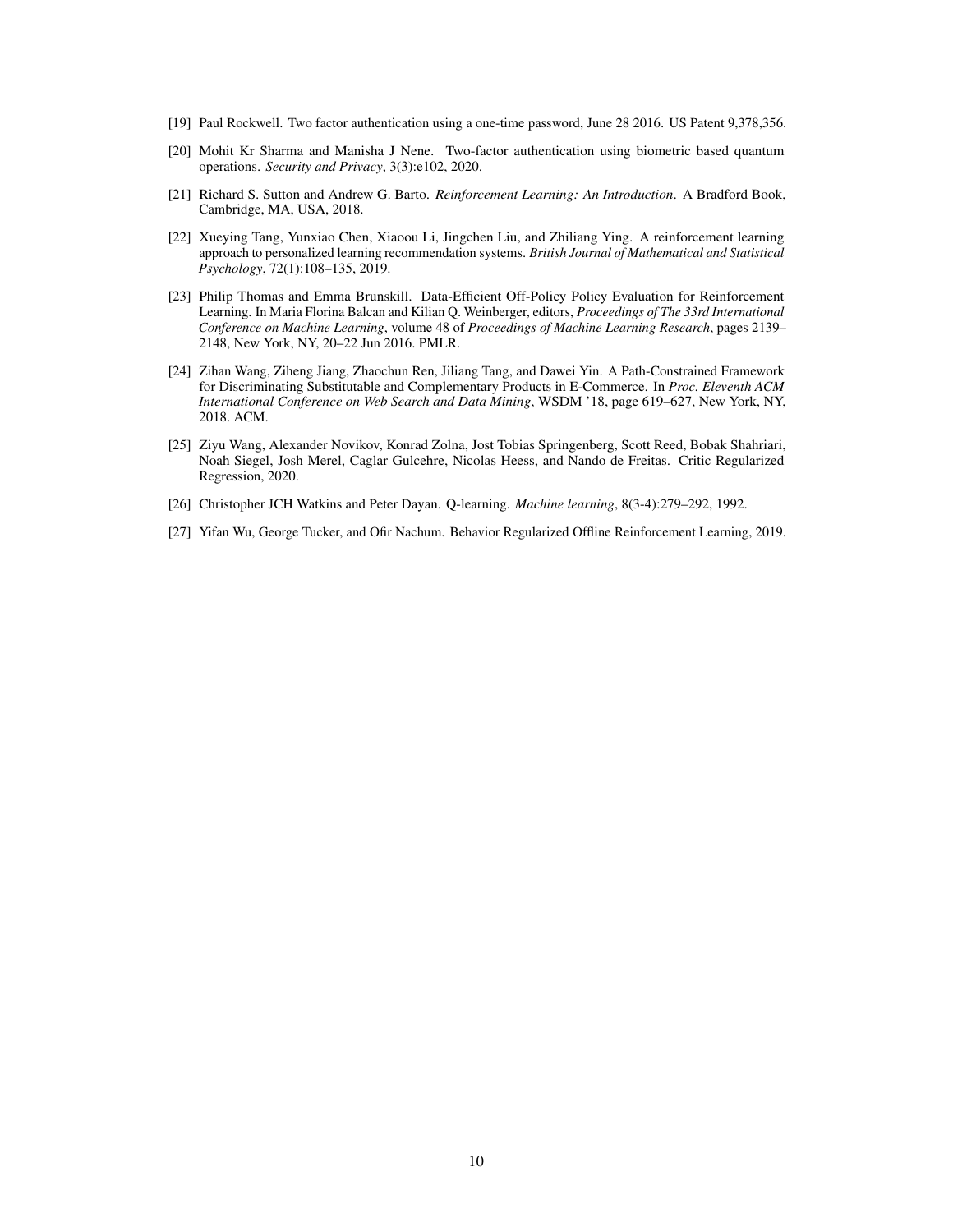[19] Paul Rockwell. Two factor authentication using a one-time password, June 28 2016. US Patent 9,378,356.

[20] Mohit Kr Sharma and Manisha J Nene. Two-factor authentication using biometric based quantum operations. *Security and Privacy*, 3(3):e102, 2020.

[21] Richard S. Sutton and Andrew G. Barto. *Reinforcement Learning: An Introduction*. A Bradford Book, Cambridge, MA, USA, 2018.

[22] Xueying Tang, Yunxiao Chen, Xiaoou Li, Jingchen Liu, and Zhiliang Ying. A reinforcement learning approach to personalized learning recommendation systems. *British Journal of Mathematical and Statistical Psychology*, 72(1):108–135, 2019.

[23] Philip Thomas and Emma Brunskill. Data-Efficient Off-Policy Policy Evaluation for Reinforcement Learning. In Maria Florina Balcan and Kilian Q. Weinberger, editors, *Proceedings of The 33rd International Conference on Machine Learning*, volume 48 of *Proceedings of Machine Learning Research*, pages 2139–2148, New York, NY, 20–22 Jun 2016. PMLR.

[24] Zihan Wang, Ziheng Jiang, Zhaochun Ren, Jiliang Tang, and Dawei Yin. A Path-Constrained Framework for Discriminating Substitutable and Complementary Products in E-Commerce. In *Proc. Eleventh ACM International Conference on Web Search and Data Mining*, WSDM '18, page 619–627, New York, NY, 2018. ACM.

[25] Ziyu Wang, Alexander Novikov, Konrad Zolna, Jost Tobias Springenberg, Scott Reed, Bobak Shahriari, Noah Siegel, Josh Merel, Caglar Gulcehre, Nicolas Heess, and Nando de Freitas. Critic Regularized Regression, 2020.

[26] Christopher JCH Watkins and Peter Dayan. Q-learning. *Machine learning*, 8(3-4):279–292, 1992.

[27] Yifan Wu, George Tucker, and Ofir Nachum. Behavior Regularized Offline Reinforcement Learning, 2019.